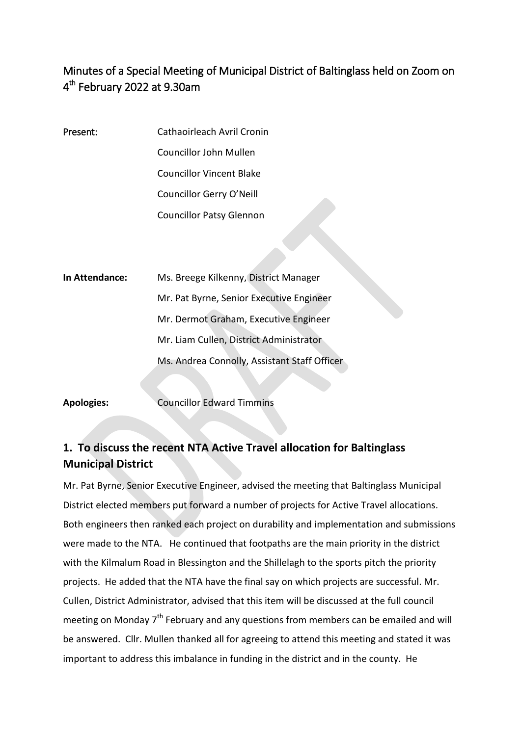# Minutes of a Special Meeting of Municipal District of Baltinglass held on Zoom on 4th February 2022 at 9.30am

| | |
|---|---|
| Present: | Cathaoirleach Avril Cronin |
| | Councillor John Mullen |
| | Councillor Vincent Blake |
| | Councillor Gerry O'Neill |
| | Councillor Patsy Glennon |
| **In Attendance:** | Ms. Breege Kilkenny, District Manager |
| | Mr. Pat Byrne, Senior Executive Engineer |
| | Mr. Dermot Graham, Executive Engineer |
| | Mr. Liam Cullen, District Administrator |
| | Ms. Andrea Connolly, Assistant Staff Officer |
| **Apologies:** | Councillor Edward Timmins |

## 1. To discuss the recent NTA Active Travel allocation for Baltinglass Municipal District

Mr. Pat Byrne, Senior Executive Engineer, advised the meeting that Baltinglass Municipal District elected members put forward a number of projects for Active Travel allocations. Both engineers then ranked each project on durability and implementation and submissions were made to the NTA. He continued that footpaths are the main priority in the district with the Kilmalum Road in Blessington and the Shillelagh to the sports pitch the priority projects. He added that the NTA have the final say on which projects are successful. Mr. Cullen, District Administrator, advised that this item will be discussed at the full council meeting on Monday 7th February and any questions from members can be emailed and will be answered. Cllr. Mullen thanked all for agreeing to attend this meeting and stated it was important to address this imbalance in funding in the district and in the county. He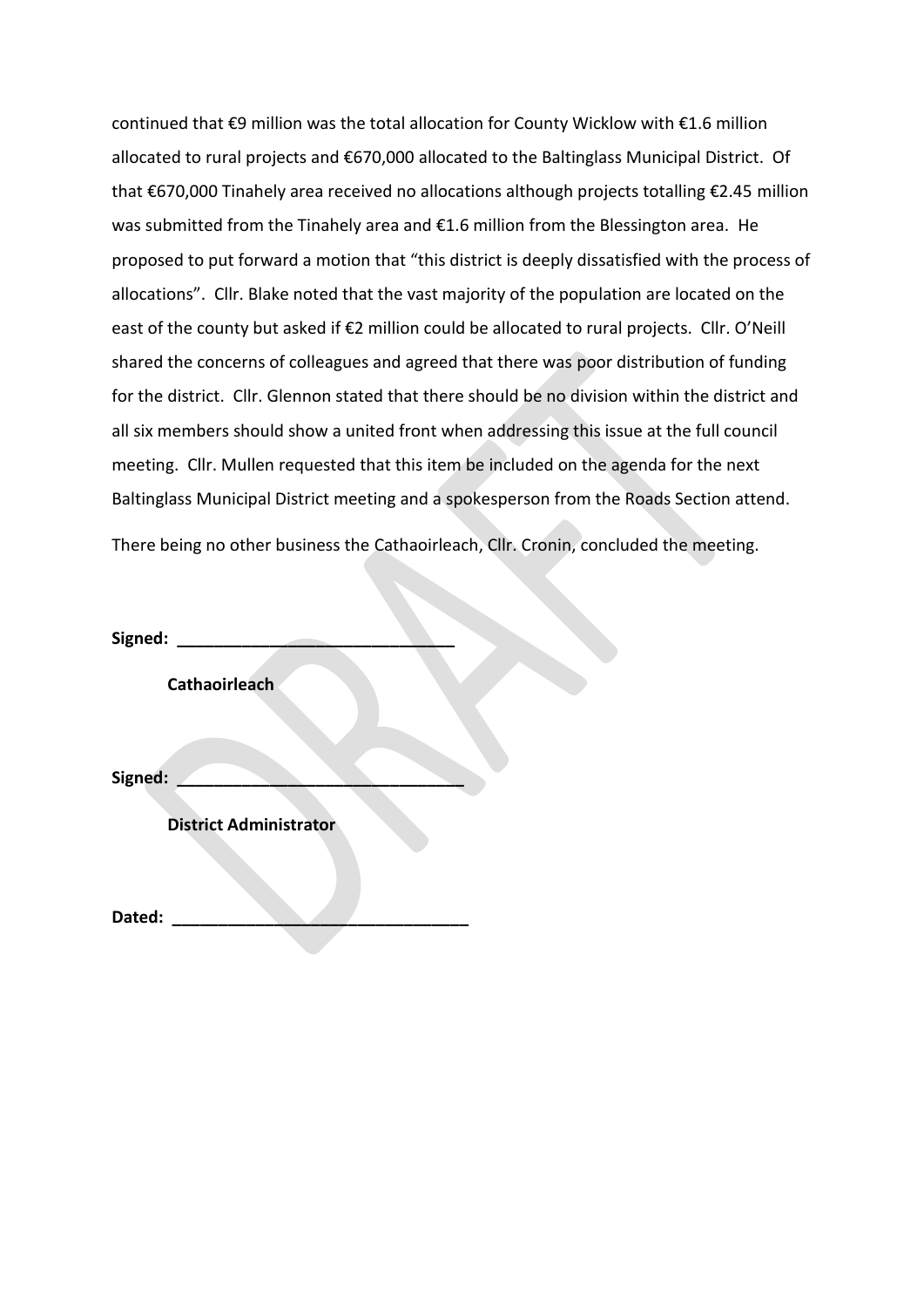continued that €9 million was the total allocation for County Wicklow with €1.6 million allocated to rural projects and €670,000 allocated to the Baltinglass Municipal District. Of that €670,000 Tinahely area received no allocations although projects totalling €2.45 million was submitted from the Tinahely area and €1.6 million from the Blessington area. He proposed to put forward a motion that "this district is deeply dissatisfied with the process of allocations". Cllr. Blake noted that the vast majority of the population are located on the east of the county but asked if €2 million could be allocated to rural projects. Cllr. O'Neill shared the concerns of colleagues and agreed that there was poor distribution of funding for the district. Cllr. Glennon stated that there should be no division within the district and all six members should show a united front when addressing this issue at the full council meeting. Cllr. Mullen requested that this item be included on the agenda for the next Baltinglass Municipal District meeting and a spokesperson from the Roads Section attend.

There being no other business the Cathaoirleach, Cllr. Cronin, concluded the meeting.

**Signed: ______________________________**

**Cathaoirleach**

**Signed: _______________________________**

**District Administrator**

**Dated: ________________________________**